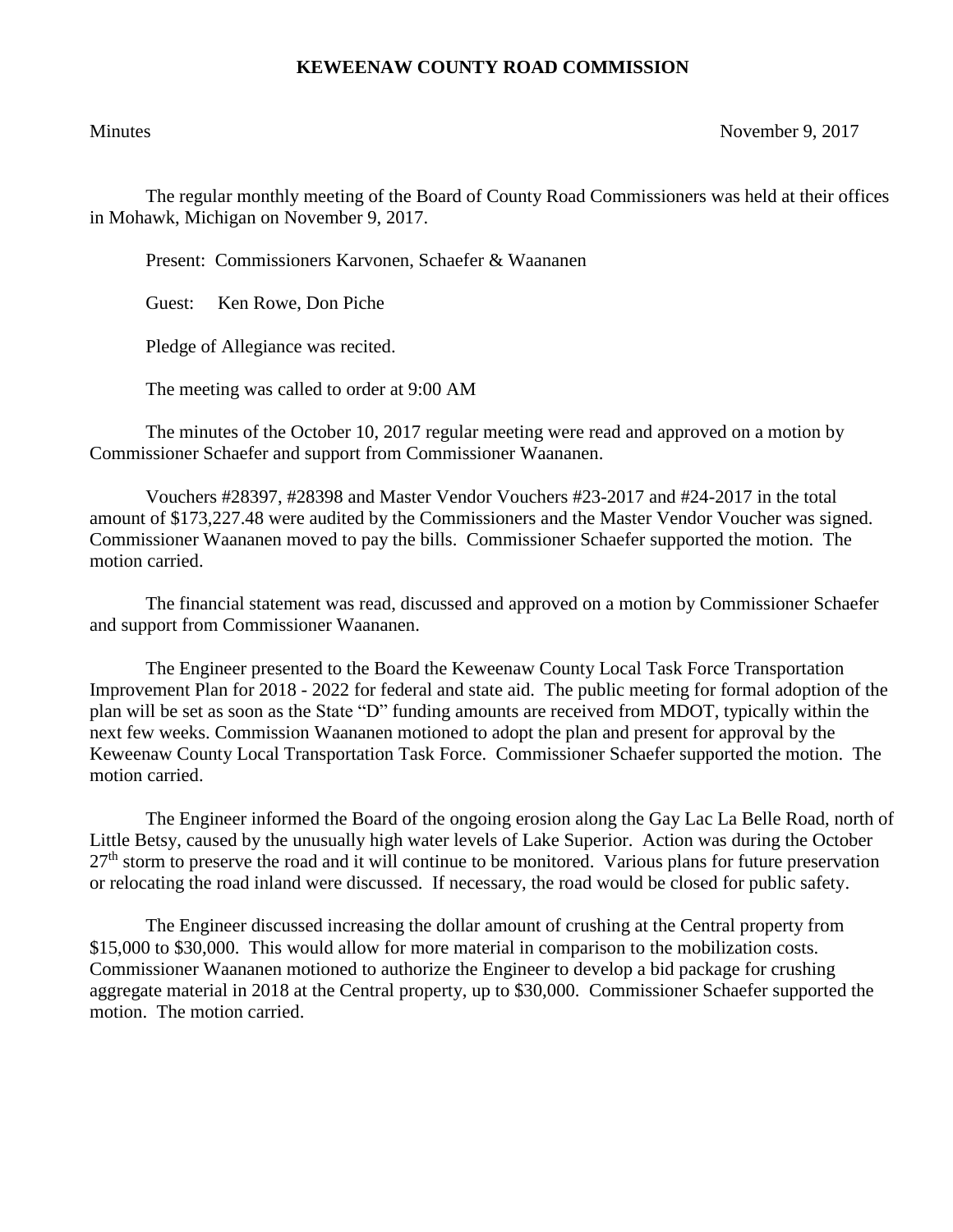# KEWEENAW COUNTY ROAD COMMISSION

Minutes November 9, 2017

The regular monthly meeting of the Board of County Road Commissioners was held at their offices in Mohawk, Michigan on November 9, 2017.

Present: Commissioners Karvonen, Schaefer & Waananen

Guest: Ken Rowe, Don Piche

Pledge of Allegiance was recited.

The meeting was called to order at 9:00 AM

The minutes of the October 10, 2017 regular meeting were read and approved on a motion by Commissioner Schaefer and support from Commissioner Waananen.

Vouchers #28397, #28398 and Master Vendor Vouchers #23-2017 and #24-2017 in the total amount of $173,227.48 were audited by the Commissioners and the Master Vendor Voucher was signed. Commissioner Waananen moved to pay the bills. Commissioner Schaefer supported the motion. The motion carried.

The financial statement was read, discussed and approved on a motion by Commissioner Schaefer and support from Commissioner Waananen.

The Engineer presented to the Board the Keweenaw County Local Task Force Transportation Improvement Plan for 2018 - 2022 for federal and state aid. The public meeting for formal adoption of the plan will be set as soon as the State "D" funding amounts are received from MDOT, typically within the next few weeks. Commission Waananen motioned to adopt the plan and present for approval by the Keweenaw County Local Transportation Task Force. Commissioner Schaefer supported the motion. The motion carried.

The Engineer informed the Board of the ongoing erosion along the Gay Lac La Belle Road, north of Little Betsy, caused by the unusually high water levels of Lake Superior. Action was during the October 27th storm to preserve the road and it will continue to be monitored. Various plans for future preservation or relocating the road inland were discussed. If necessary, the road would be closed for public safety.

The Engineer discussed increasing the dollar amount of crushing at the Central property from $15,000 to $30,000. This would allow for more material in comparison to the mobilization costs. Commissioner Waananen motioned to authorize the Engineer to develop a bid package for crushing aggregate material in 2018 at the Central property, up to $30,000. Commissioner Schaefer supported the motion. The motion carried.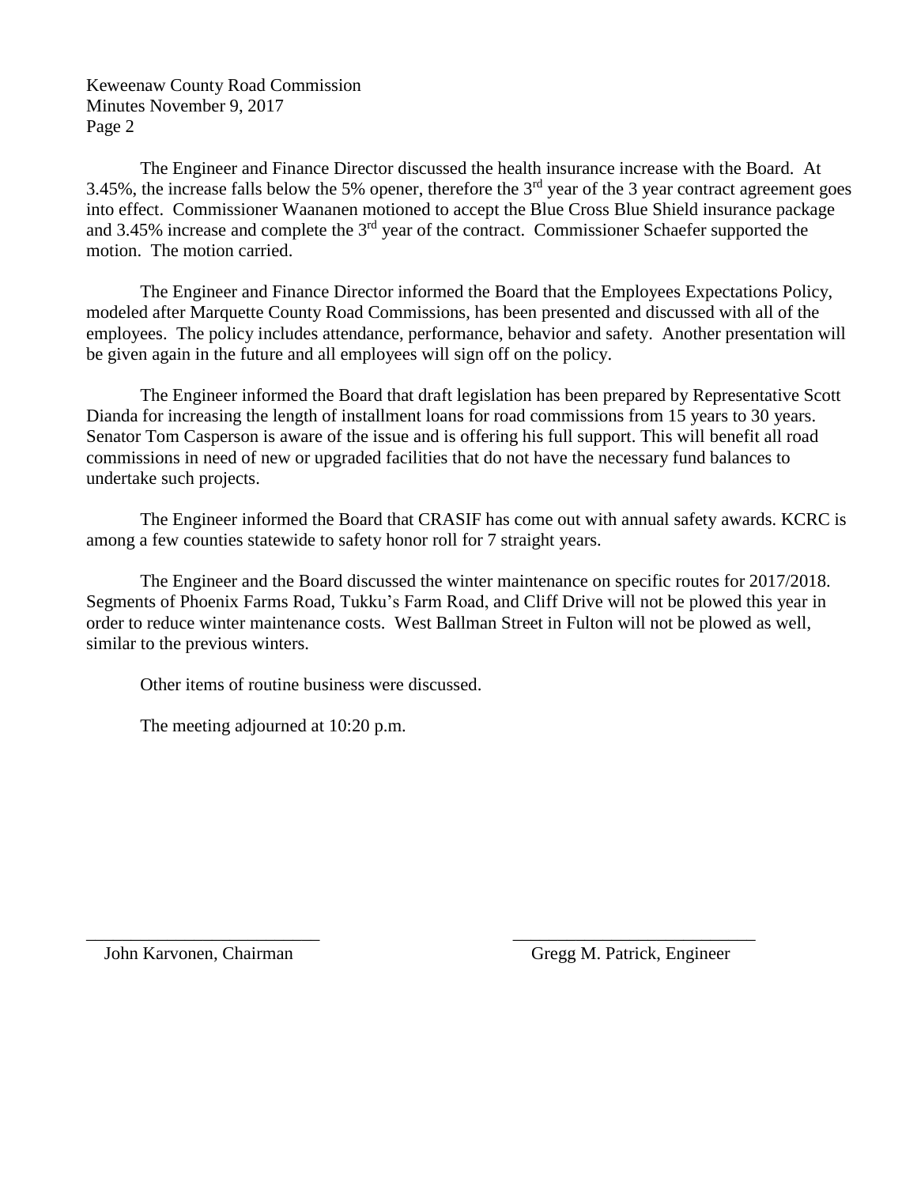The Engineer and Finance Director discussed the health insurance increase with the Board. At 3.45%, the increase falls below the 5% opener, therefore the 3rd year of the 3 year contract agreement goes into effect. Commissioner Waananen motioned to accept the Blue Cross Blue Shield insurance package and 3.45% increase and complete the 3rd year of the contract. Commissioner Schaefer supported the motion. The motion carried.

The Engineer and Finance Director informed the Board that the Employees Expectations Policy, modeled after Marquette County Road Commissions, has been presented and discussed with all of the employees. The policy includes attendance, performance, behavior and safety. Another presentation will be given again in the future and all employees will sign off on the policy.

The Engineer informed the Board that draft legislation has been prepared by Representative Scott Dianda for increasing the length of installment loans for road commissions from 15 years to 30 years. Senator Tom Casperson is aware of the issue and is offering his full support. This will benefit all road commissions in need of new or upgraded facilities that do not have the necessary fund balances to undertake such projects.

The Engineer informed the Board that CRASIF has come out with annual safety awards. KCRC is among a few counties statewide to safety honor roll for 7 straight years.

The Engineer and the Board discussed the winter maintenance on specific routes for 2017/2018. Segments of Phoenix Farms Road, Tukku's Farm Road, and Cliff Drive will not be plowed this year in order to reduce winter maintenance costs. West Ballman Street in Fulton will not be plowed as well, similar to the previous winters.

Other items of routine business were discussed.

The meeting adjourned at 10:20 p.m.

\_\_\_\_\_\_\_\_\_\_\_\_\_\_\_\_\_\_\_\_\_\_\_\_\_\_
John Karvonen, Chairman

\_\_\_\_\_\_\_\_\_\_\_\_\_\_\_\_\_\_\_\_\_\_\_\_\_\_
Gregg M. Patrick, Engineer